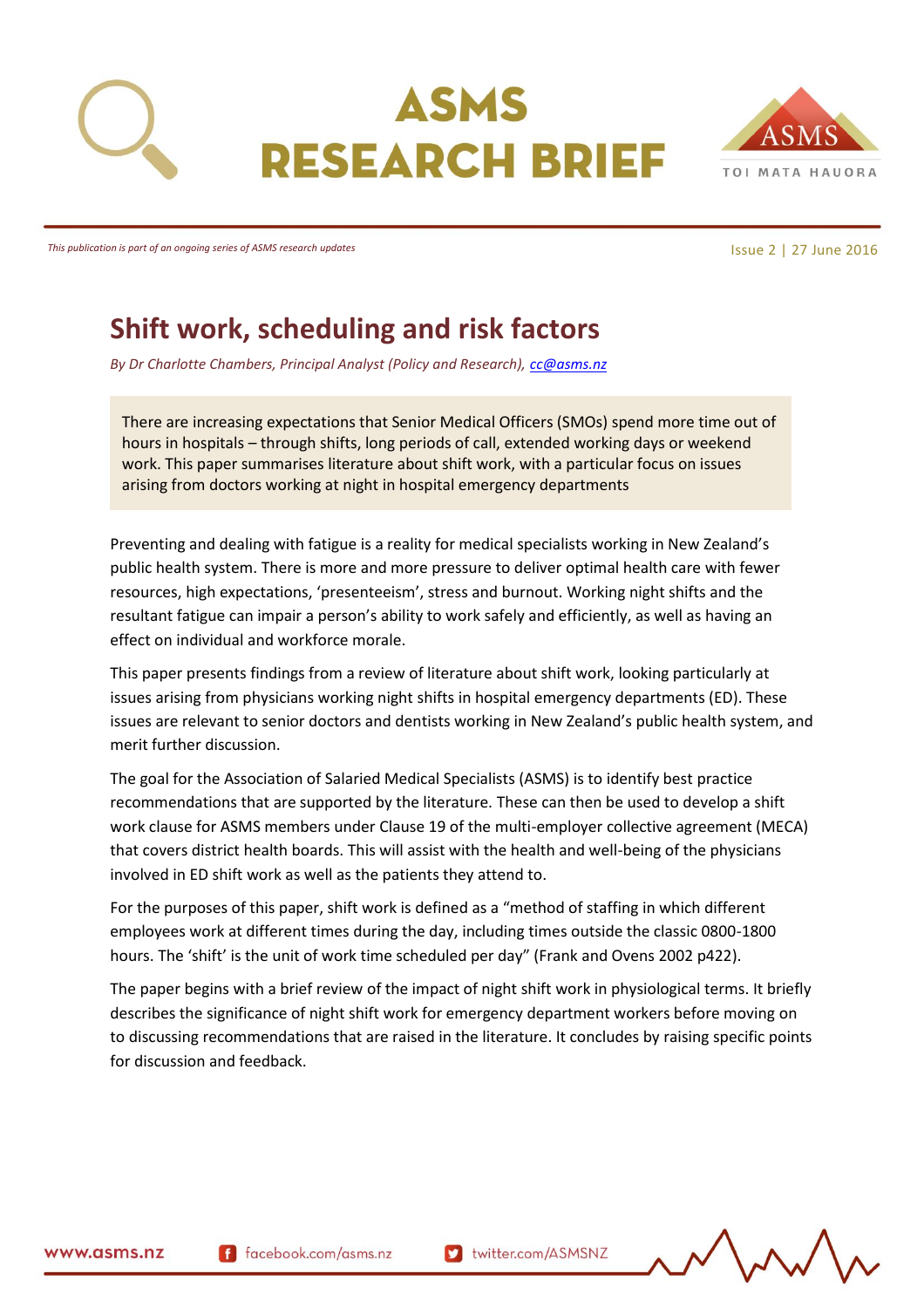# ASMS RESEARCH BRIEF

*This publication is part of an ongoing series of ASMS research updates*

Issue 2 | 27 June 2016

## Shift work, scheduling and risk factors

*By Dr Charlotte Chambers, Principal Analyst (Policy and Research), cc@asms.nz*

There are increasing expectations that Senior Medical Officers (SMOs) spend more time out of hours in hospitals – through shifts, long periods of call, extended working days or weekend work. This paper summarises literature about shift work, with a particular focus on issues arising from doctors working at night in hospital emergency departments

Preventing and dealing with fatigue is a reality for medical specialists working in New Zealand's public health system. There is more and more pressure to deliver optimal health care with fewer resources, high expectations, 'presenteeism', stress and burnout. Working night shifts and the resultant fatigue can impair a person's ability to work safely and efficiently, as well as having an effect on individual and workforce morale.

This paper presents findings from a review of literature about shift work, looking particularly at issues arising from physicians working night shifts in hospital emergency departments (ED). These issues are relevant to senior doctors and dentists working in New Zealand's public health system, and merit further discussion.

The goal for the Association of Salaried Medical Specialists (ASMS) is to identify best practice recommendations that are supported by the literature. These can then be used to develop a shift work clause for ASMS members under Clause 19 of the multi-employer collective agreement (MECA) that covers district health boards. This will assist with the health and well-being of the physicians involved in ED shift work as well as the patients they attend to.

For the purposes of this paper, shift work is defined as a "method of staffing in which different employees work at different times during the day, including times outside the classic 0800-1800 hours. The 'shift' is the unit of work time scheduled per day" (Frank and Ovens 2002 p422).

The paper begins with a brief review of the impact of night shift work in physiological terms. It briefly describes the significance of night shift work for emergency department workers before moving on to discussing recommendations that are raised in the literature. It concludes by raising specific points for discussion and feedback.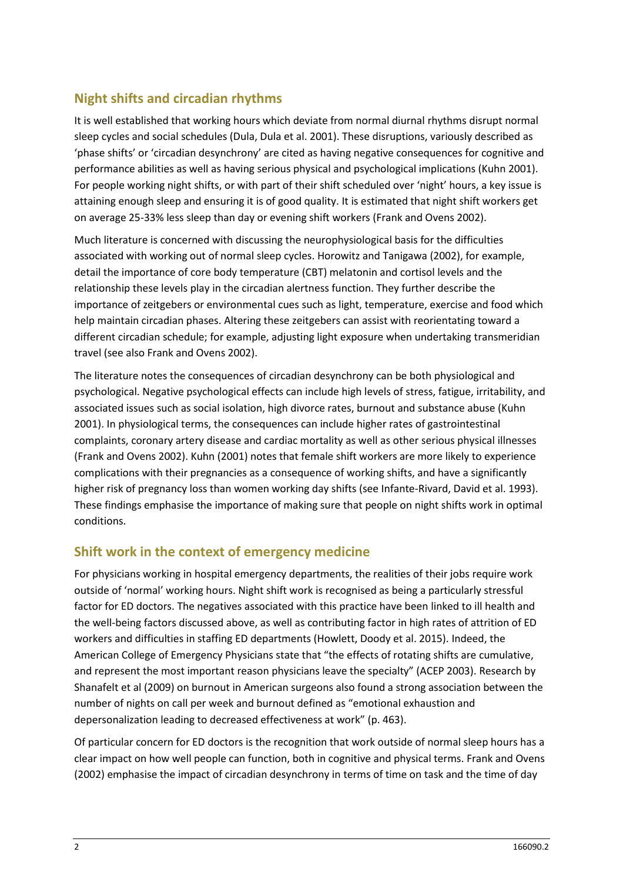## Night shifts and circadian rhythms

It is well established that working hours which deviate from normal diurnal rhythms disrupt normal sleep cycles and social schedules (Dula, Dula et al. 2001). These disruptions, variously described as 'phase shifts' or 'circadian desynchrony' are cited as having negative consequences for cognitive and performance abilities as well as having serious physical and psychological implications (Kuhn 2001). For people working night shifts, or with part of their shift scheduled over 'night' hours, a key issue is attaining enough sleep and ensuring it is of good quality. It is estimated that night shift workers get on average 25-33% less sleep than day or evening shift workers (Frank and Ovens 2002).

Much literature is concerned with discussing the neurophysiological basis for the difficulties associated with working out of normal sleep cycles. Horowitz and Tanigawa (2002), for example, detail the importance of core body temperature (CBT) melatonin and cortisol levels and the relationship these levels play in the circadian alertness function. They further describe the importance of zeitgebers or environmental cues such as light, temperature, exercise and food which help maintain circadian phases. Altering these zeitgebers can assist with reorientating toward a different circadian schedule; for example, adjusting light exposure when undertaking transmeridian travel (see also Frank and Ovens 2002).

The literature notes the consequences of circadian desynchrony can be both physiological and psychological. Negative psychological effects can include high levels of stress, fatigue, irritability, and associated issues such as social isolation, high divorce rates, burnout and substance abuse (Kuhn 2001). In physiological terms, the consequences can include higher rates of gastrointestinal complaints, coronary artery disease and cardiac mortality as well as other serious physical illnesses (Frank and Ovens 2002). Kuhn (2001) notes that female shift workers are more likely to experience complications with their pregnancies as a consequence of working shifts, and have a significantly higher risk of pregnancy loss than women working day shifts (see Infante-Rivard, David et al. 1993). These findings emphasise the importance of making sure that people on night shifts work in optimal conditions.

## Shift work in the context of emergency medicine

For physicians working in hospital emergency departments, the realities of their jobs require work outside of 'normal' working hours. Night shift work is recognised as being a particularly stressful factor for ED doctors. The negatives associated with this practice have been linked to ill health and the well-being factors discussed above, as well as contributing factor in high rates of attrition of ED workers and difficulties in staffing ED departments (Howlett, Doody et al. 2015). Indeed, the American College of Emergency Physicians state that "the effects of rotating shifts are cumulative, and represent the most important reason physicians leave the specialty" (ACEP 2003). Research by Shanafelt et al (2009) on burnout in American surgeons also found a strong association between the number of nights on call per week and burnout defined as "emotional exhaustion and depersonalization leading to decreased effectiveness at work" (p. 463).

Of particular concern for ED doctors is the recognition that work outside of normal sleep hours has a clear impact on how well people can function, both in cognitive and physical terms. Frank and Ovens (2002) emphasise the impact of circadian desynchrony in terms of time on task and the time of day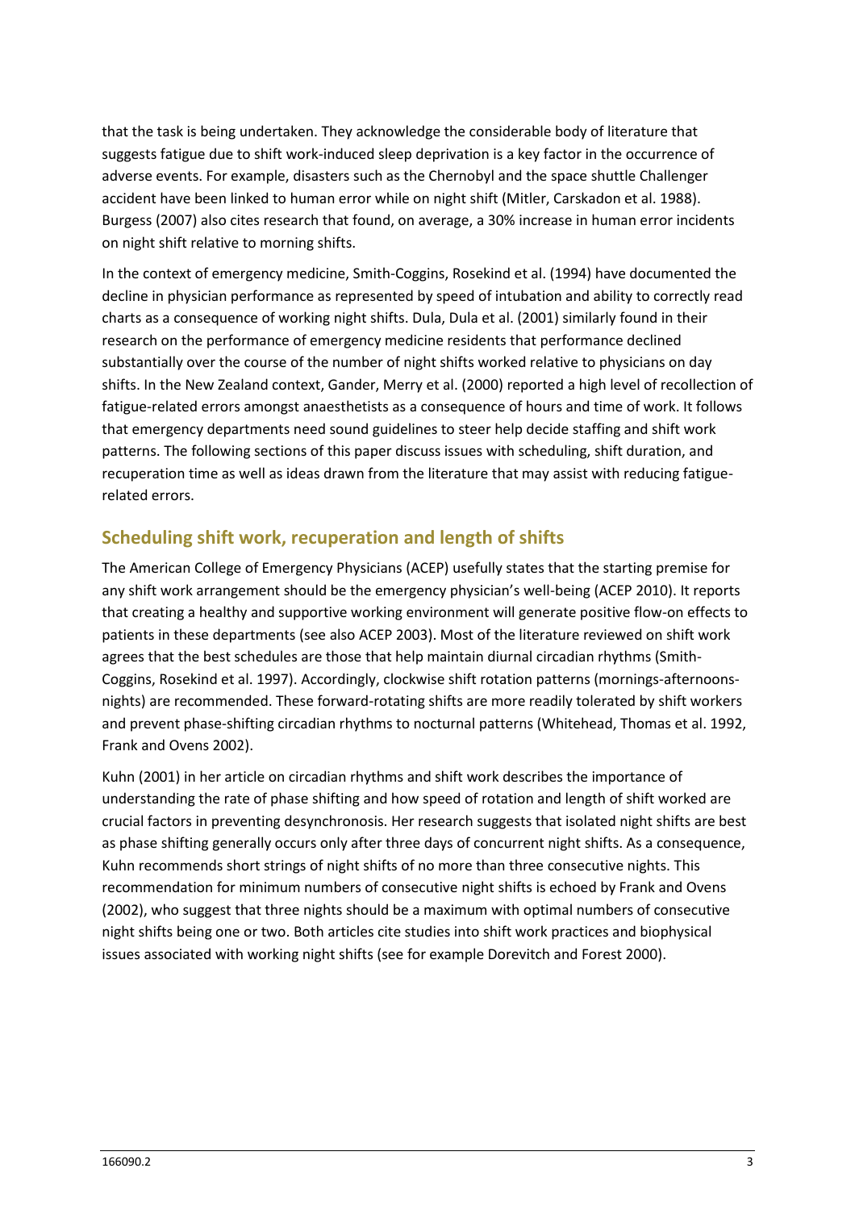that the task is being undertaken. They acknowledge the considerable body of literature that suggests fatigue due to shift work-induced sleep deprivation is a key factor in the occurrence of adverse events. For example, disasters such as the Chernobyl and the space shuttle Challenger accident have been linked to human error while on night shift (Mitler, Carskadon et al. 1988). Burgess (2007) also cites research that found, on average, a 30% increase in human error incidents on night shift relative to morning shifts.

In the context of emergency medicine, Smith-Coggins, Rosekind et al. (1994) have documented the decline in physician performance as represented by speed of intubation and ability to correctly read charts as a consequence of working night shifts. Dula, Dula et al. (2001) similarly found in their research on the performance of emergency medicine residents that performance declined substantially over the course of the number of night shifts worked relative to physicians on day shifts. In the New Zealand context, Gander, Merry et al. (2000) reported a high level of recollection of fatigue-related errors amongst anaesthetists as a consequence of hours and time of work. It follows that emergency departments need sound guidelines to steer help decide staffing and shift work patterns. The following sections of this paper discuss issues with scheduling, shift duration, and recuperation time as well as ideas drawn from the literature that may assist with reducing fatigue-related errors.

## Scheduling shift work, recuperation and length of shifts

The American College of Emergency Physicians (ACEP) usefully states that the starting premise for any shift work arrangement should be the emergency physician's well-being (ACEP 2010). It reports that creating a healthy and supportive working environment will generate positive flow-on effects to patients in these departments (see also ACEP 2003). Most of the literature reviewed on shift work agrees that the best schedules are those that help maintain diurnal circadian rhythms (Smith-Coggins, Rosekind et al. 1997). Accordingly, clockwise shift rotation patterns (mornings-afternoons-nights) are recommended. These forward-rotating shifts are more readily tolerated by shift workers and prevent phase-shifting circadian rhythms to nocturnal patterns (Whitehead, Thomas et al. 1992, Frank and Ovens 2002).

Kuhn (2001) in her article on circadian rhythms and shift work describes the importance of understanding the rate of phase shifting and how speed of rotation and length of shift worked are crucial factors in preventing desynchronosis. Her research suggests that isolated night shifts are best as phase shifting generally occurs only after three days of concurrent night shifts. As a consequence, Kuhn recommends short strings of night shifts of no more than three consecutive nights. This recommendation for minimum numbers of consecutive night shifts is echoed by Frank and Ovens (2002), who suggest that three nights should be a maximum with optimal numbers of consecutive night shifts being one or two. Both articles cite studies into shift work practices and biophysical issues associated with working night shifts (see for example Dorevitch and Forest 2000).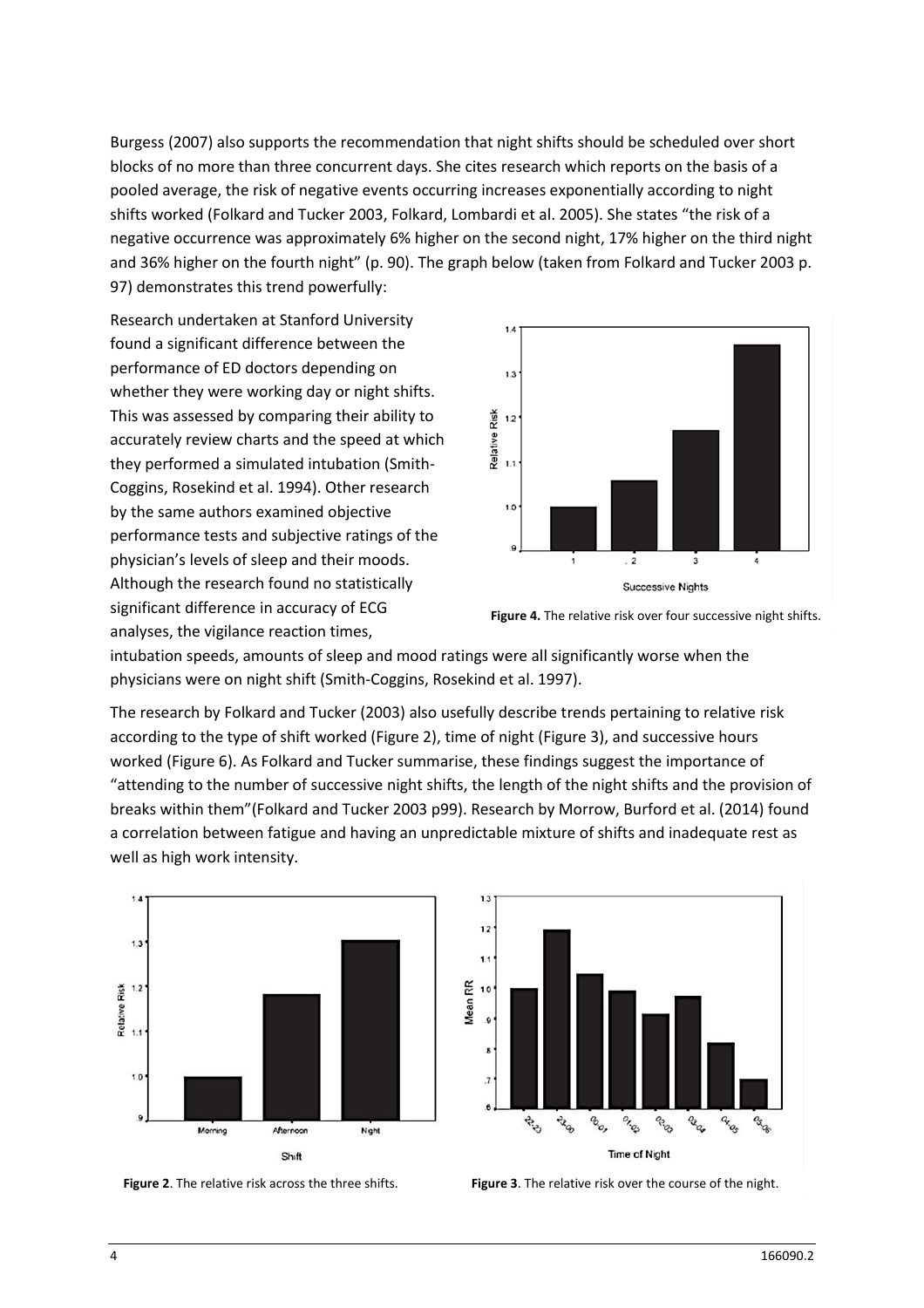Burgess (2007) also supports the recommendation that night shifts should be scheduled over short blocks of no more than three concurrent days. She cites research which reports on the basis of a pooled average, the risk of negative events occurring increases exponentially according to night shifts worked (Folkard and Tucker 2003, Folkard, Lombardi et al. 2005). She states "the risk of a negative occurrence was approximately 6% higher on the second night, 17% higher on the third night and 36% higher on the fourth night" (p. 90). The graph below (taken from Folkard and Tucker 2003 p. 97) demonstrates this trend powerfully:

**Figure 4.** The relative risk over four successive night shifts.

Research undertaken at Stanford University found a significant difference between the performance of ED doctors depending on whether they were working day or night shifts. This was assessed by comparing their ability to accurately review charts and the speed at which they performed a simulated intubation (Smith-Coggins, Rosekind et al. 1994). Other research by the same authors examined objective performance tests and subjective ratings of the physician's levels of sleep and their moods. Although the research found no statistically significant difference in accuracy of ECG analyses, the vigilance reaction times, intubation speeds, amounts of sleep and mood ratings were all significantly worse when the physicians were on night shift (Smith-Coggins, Rosekind et al. 1997).

The research by Folkard and Tucker (2003) also usefully describe trends pertaining to relative risk according to the type of shift worked (Figure 2), time of night (Figure 3), and successive hours worked (Figure 6). As Folkard and Tucker summarise, these findings suggest the importance of "attending to the number of successive night shifts, the length of the night shifts and the provision of breaks within them"(Folkard and Tucker 2003 p99). Research by Morrow, Burford et al. (2014) found a correlation between fatigue and having an unpredictable mixture of shifts and inadequate rest as well as high work intensity.

**Figure 2**. The relative risk across the three shifts.

**Figure 3**. The relative risk over the course of the night.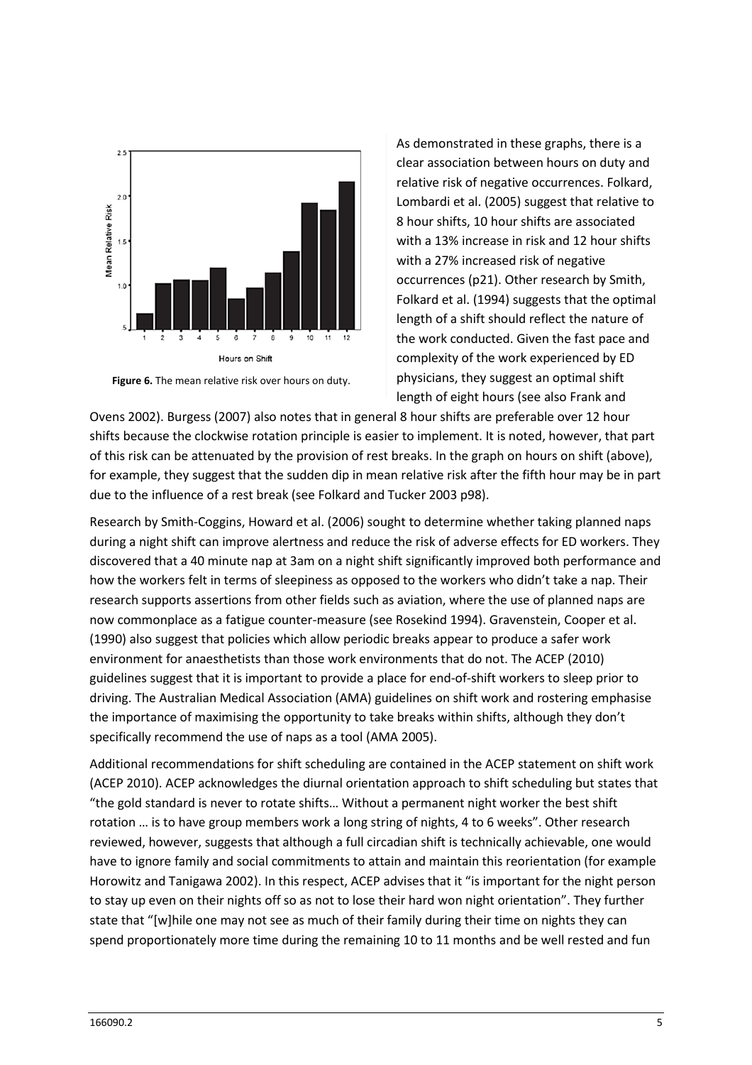Figure 6. The mean relative risk over hours on duty.

As demonstrated in these graphs, there is a clear association between hours on duty and relative risk of negative occurrences. Folkard, Lombardi et al. (2005) suggest that relative to 8 hour shifts, 10 hour shifts are associated with a 13% increase in risk and 12 hour shifts with a 27% increased risk of negative occurrences (p21). Other research by Smith, Folkard et al. (1994) suggests that the optimal length of a shift should reflect the nature of the work conducted. Given the fast pace and complexity of the work experienced by ED physicians, they suggest an optimal shift length of eight hours (see also Frank and Ovens 2002). Burgess (2007) also notes that in general 8 hour shifts are preferable over 12 hour shifts because the clockwise rotation principle is easier to implement. It is noted, however, that part of this risk can be attenuated by the provision of rest breaks. In the graph on hours on shift (above), for example, they suggest that the sudden dip in mean relative risk after the fifth hour may be in part due to the influence of a rest break (see Folkard and Tucker 2003 p98).

Research by Smith-Coggins, Howard et al. (2006) sought to determine whether taking planned naps during a night shift can improve alertness and reduce the risk of adverse effects for ED workers. They discovered that a 40 minute nap at 3am on a night shift significantly improved both performance and how the workers felt in terms of sleepiness as opposed to the workers who didn't take a nap. Their research supports assertions from other fields such as aviation, where the use of planned naps are now commonplace as a fatigue counter-measure (see Rosekind 1994). Gravenstein, Cooper et al. (1990) also suggest that policies which allow periodic breaks appear to produce a safer work environment for anaesthetists than those work environments that do not. The ACEP (2010) guidelines suggest that it is important to provide a place for end-of-shift workers to sleep prior to driving. The Australian Medical Association (AMA) guidelines on shift work and rostering emphasise the importance of maximising the opportunity to take breaks within shifts, although they don't specifically recommend the use of naps as a tool (AMA 2005).

Additional recommendations for shift scheduling are contained in the ACEP statement on shift work (ACEP 2010). ACEP acknowledges the diurnal orientation approach to shift scheduling but states that "the gold standard is never to rotate shifts… Without a permanent night worker the best shift rotation … is to have group members work a long string of nights, 4 to 6 weeks". Other research reviewed, however, suggests that although a full circadian shift is technically achievable, one would have to ignore family and social commitments to attain and maintain this reorientation (for example Horowitz and Tanigawa 2002). In this respect, ACEP advises that it "is important for the night person to stay up even on their nights off so as not to lose their hard won night orientation". They further state that "[w]hile one may not see as much of their family during their time on nights they can spend proportionately more time during the remaining 10 to 11 months and be well rested and fun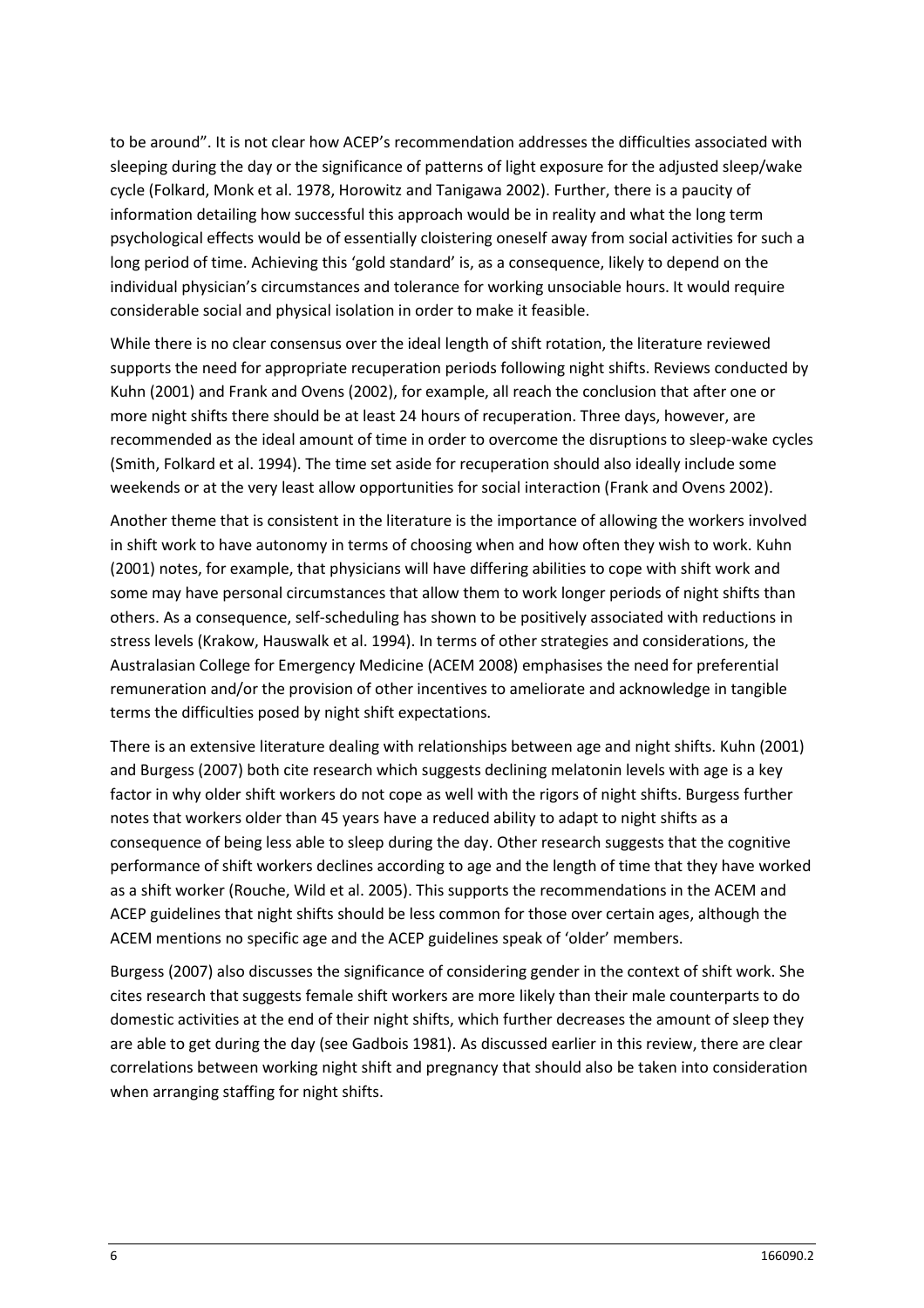to be around”. It is not clear how ACEP’s recommendation addresses the difficulties associated with sleeping during the day or the significance of patterns of light exposure for the adjusted sleep/wake cycle (Folkard, Monk et al. 1978, Horowitz and Tanigawa 2002). Further, there is a paucity of information detailing how successful this approach would be in reality and what the long term psychological effects would be of essentially cloistering oneself away from social activities for such a long period of time. Achieving this ‘gold standard’ is, as a consequence, likely to depend on the individual physician’s circumstances and tolerance for working unsociable hours. It would require considerable social and physical isolation in order to make it feasible.

While there is no clear consensus over the ideal length of shift rotation, the literature reviewed supports the need for appropriate recuperation periods following night shifts. Reviews conducted by Kuhn (2001) and Frank and Ovens (2002), for example, all reach the conclusion that after one or more night shifts there should be at least 24 hours of recuperation. Three days, however, are recommended as the ideal amount of time in order to overcome the disruptions to sleep-wake cycles (Smith, Folkard et al. 1994). The time set aside for recuperation should also ideally include some weekends or at the very least allow opportunities for social interaction (Frank and Ovens 2002).

Another theme that is consistent in the literature is the importance of allowing the workers involved in shift work to have autonomy in terms of choosing when and how often they wish to work. Kuhn (2001) notes, for example, that physicians will have differing abilities to cope with shift work and some may have personal circumstances that allow them to work longer periods of night shifts than others. As a consequence, self-scheduling has shown to be positively associated with reductions in stress levels (Krakow, Hauswalk et al. 1994). In terms of other strategies and considerations, the Australasian College for Emergency Medicine (ACEM 2008) emphasises the need for preferential remuneration and/or the provision of other incentives to ameliorate and acknowledge in tangible terms the difficulties posed by night shift expectations.

There is an extensive literature dealing with relationships between age and night shifts. Kuhn (2001) and Burgess (2007) both cite research which suggests declining melatonin levels with age is a key factor in why older shift workers do not cope as well with the rigors of night shifts. Burgess further notes that workers older than 45 years have a reduced ability to adapt to night shifts as a consequence of being less able to sleep during the day. Other research suggests that the cognitive performance of shift workers declines according to age and the length of time that they have worked as a shift worker (Rouche, Wild et al. 2005). This supports the recommendations in the ACEM and ACEP guidelines that night shifts should be less common for those over certain ages, although the ACEM mentions no specific age and the ACEP guidelines speak of ‘older’ members.

Burgess (2007) also discusses the significance of considering gender in the context of shift work. She cites research that suggests female shift workers are more likely than their male counterparts to do domestic activities at the end of their night shifts, which further decreases the amount of sleep they are able to get during the day (see Gadbois 1981). As discussed earlier in this review, there are clear correlations between working night shift and pregnancy that should also be taken into consideration when arranging staffing for night shifts.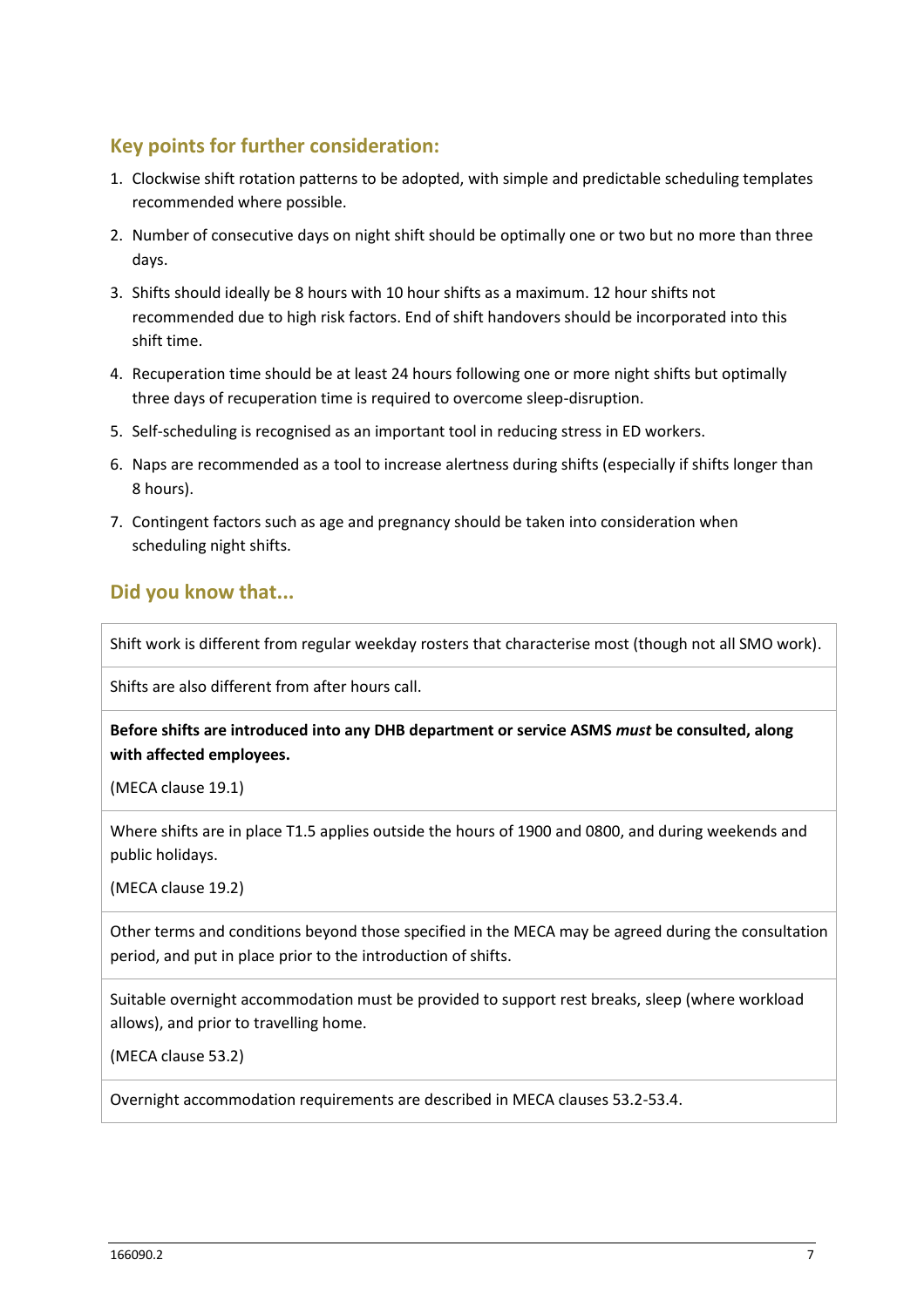## Key points for further consideration:

1. Clockwise shift rotation patterns to be adopted, with simple and predictable scheduling templates recommended where possible.
2. Number of consecutive days on night shift should be optimally one or two but no more than three days.
3. Shifts should ideally be 8 hours with 10 hour shifts as a maximum. 12 hour shifts not recommended due to high risk factors. End of shift handovers should be incorporated into this shift time.
4. Recuperation time should be at least 24 hours following one or more night shifts but optimally three days of recuperation time is required to overcome sleep-disruption.
5. Self-scheduling is recognised as an important tool in reducing stress in ED workers.
6. Naps are recommended as a tool to increase alertness during shifts (especially if shifts longer than 8 hours).
7. Contingent factors such as age and pregnancy should be taken into consideration when scheduling night shifts.

## Did you know that...

| |
|---|
| Shift work is different from regular weekday rosters that characterise most (though not all SMO work). |
| Shifts are also different from after hours call. |
| **Before shifts are introduced into any DHB department or service ASMS *must* be consulted, along with affected employees.** <br><br> (MECA clause 19.1) |
| Where shifts are in place T1.5 applies outside the hours of 1900 and 0800, and during weekends and public holidays. <br><br> (MECA clause 19.2) |
| Other terms and conditions beyond those specified in the MECA may be agreed during the consultation period, and put in place prior to the introduction of shifts. |
| Suitable overnight accommodation must be provided to support rest breaks, sleep (where workload allows), and prior to travelling home. <br><br> (MECA clause 53.2) |
| Overnight accommodation requirements are described in MECA clauses 53.2-53.4. |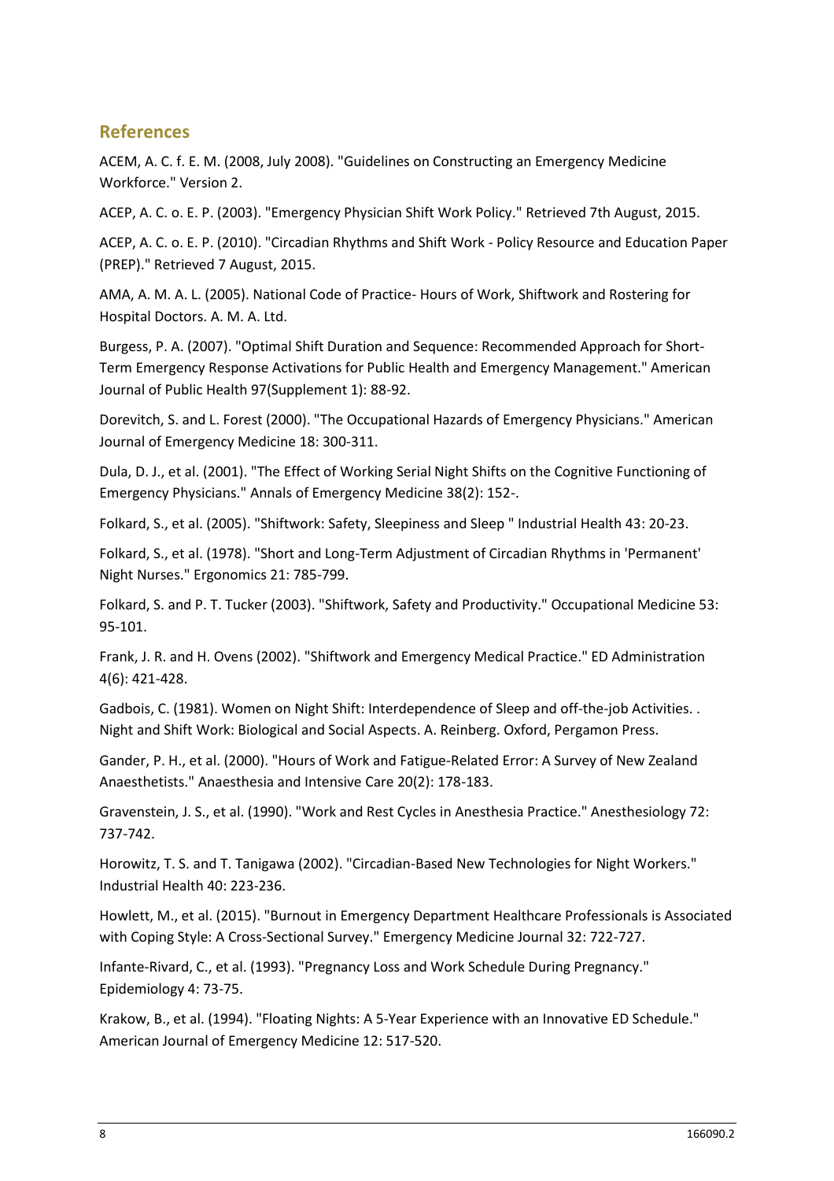## References

ACEM, A. C. f. E. M. (2008, July 2008). "Guidelines on Constructing an Emergency Medicine Workforce." Version 2.

ACEP, A. C. o. E. P. (2003). "Emergency Physician Shift Work Policy." Retrieved 7th August, 2015.

ACEP, A. C. o. E. P. (2010). "Circadian Rhythms and Shift Work - Policy Resource and Education Paper (PREP)." Retrieved 7 August, 2015.

AMA, A. M. A. L. (2005). National Code of Practice- Hours of Work, Shiftwork and Rostering for Hospital Doctors. A. M. A. Ltd.

Burgess, P. A. (2007). "Optimal Shift Duration and Sequence: Recommended Approach for Short-Term Emergency Response Activations for Public Health and Emergency Management." American Journal of Public Health 97(Supplement 1): 88-92.

Dorevitch, S. and L. Forest (2000). "The Occupational Hazards of Emergency Physicians." American Journal of Emergency Medicine 18: 300-311.

Dula, D. J., et al. (2001). "The Effect of Working Serial Night Shifts on the Cognitive Functioning of Emergency Physicians." Annals of Emergency Medicine 38(2): 152-.

Folkard, S., et al. (2005). "Shiftwork: Safety, Sleepiness and Sleep " Industrial Health 43: 20-23.

Folkard, S., et al. (1978). "Short and Long-Term Adjustment of Circadian Rhythms in 'Permanent' Night Nurses." Ergonomics 21: 785-799.

Folkard, S. and P. T. Tucker (2003). "Shiftwork, Safety and Productivity." Occupational Medicine 53: 95-101.

Frank, J. R. and H. Ovens (2002). "Shiftwork and Emergency Medical Practice." ED Administration 4(6): 421-428.

Gadbois, C. (1981). Women on Night Shift: Interdependence of Sleep and off-the-job Activities. . Night and Shift Work: Biological and Social Aspects. A. Reinberg. Oxford, Pergamon Press.

Gander, P. H., et al. (2000). "Hours of Work and Fatigue-Related Error: A Survey of New Zealand Anaesthetists." Anaesthesia and Intensive Care 20(2): 178-183.

Gravenstein, J. S., et al. (1990). "Work and Rest Cycles in Anesthesia Practice." Anesthesiology 72: 737-742.

Horowitz, T. S. and T. Tanigawa (2002). "Circadian-Based New Technologies for Night Workers." Industrial Health 40: 223-236.

Howlett, M., et al. (2015). "Burnout in Emergency Department Healthcare Professionals is Associated with Coping Style: A Cross-Sectional Survey." Emergency Medicine Journal 32: 722-727.

Infante-Rivard, C., et al. (1993). "Pregnancy Loss and Work Schedule During Pregnancy." Epidemiology 4: 73-75.

Krakow, B., et al. (1994). "Floating Nights: A 5-Year Experience with an Innovative ED Schedule." American Journal of Emergency Medicine 12: 517-520.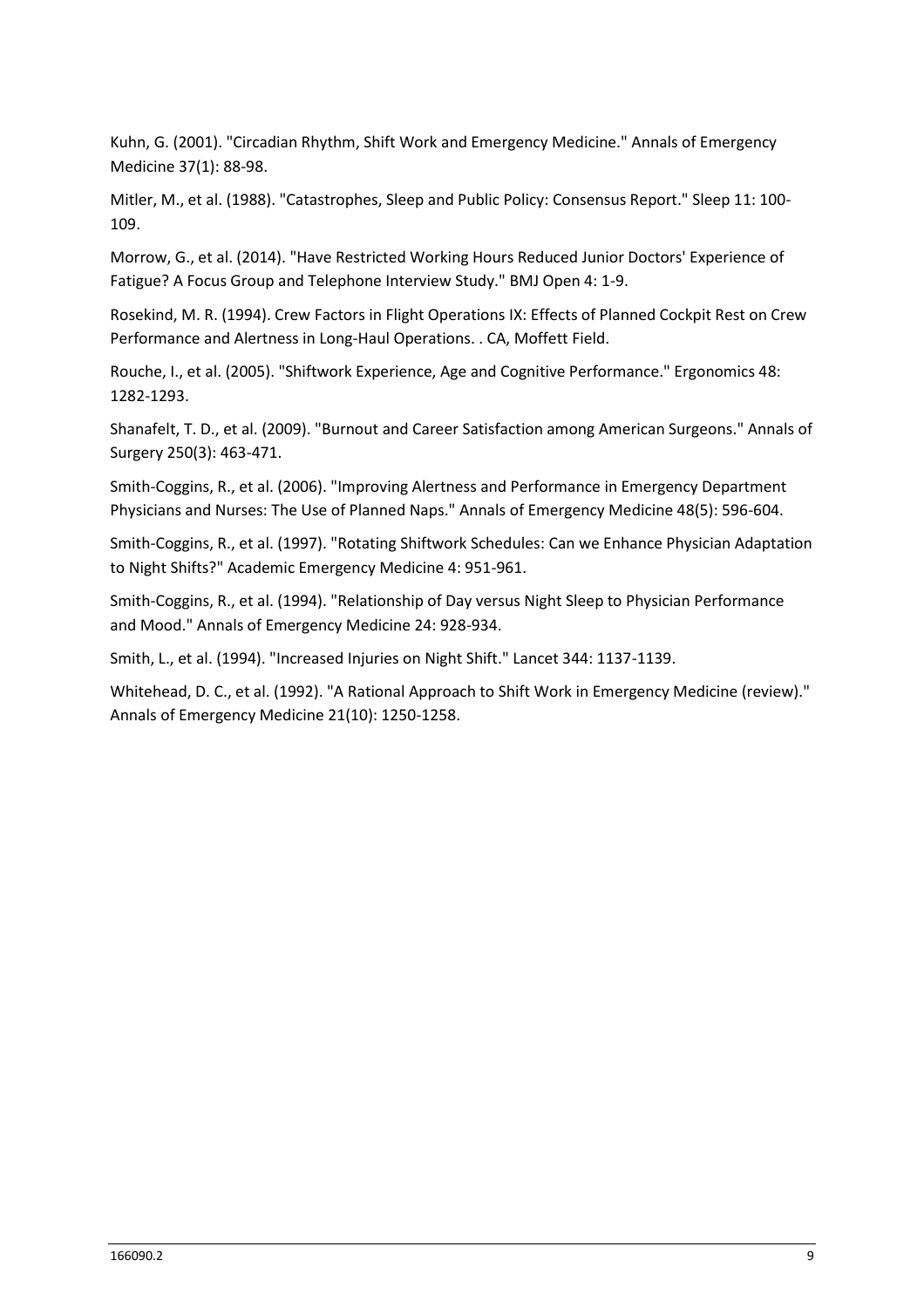Kuhn, G. (2001). "Circadian Rhythm, Shift Work and Emergency Medicine." Annals of Emergency Medicine 37(1): 88-98.

Mitler, M., et al. (1988). "Catastrophes, Sleep and Public Policy: Consensus Report." Sleep 11: 100-109.

Morrow, G., et al. (2014). "Have Restricted Working Hours Reduced Junior Doctors' Experience of Fatigue? A Focus Group and Telephone Interview Study." BMJ Open 4: 1-9.

Rosekind, M. R. (1994). Crew Factors in Flight Operations IX: Effects of Planned Cockpit Rest on Crew Performance and Alertness in Long-Haul Operations. . CA, Moffett Field.

Rouche, I., et al. (2005). "Shiftwork Experience, Age and Cognitive Performance." Ergonomics 48: 1282-1293.

Shanafelt, T. D., et al. (2009). "Burnout and Career Satisfaction among American Surgeons." Annals of Surgery 250(3): 463-471.

Smith-Coggins, R., et al. (2006). "Improving Alertness and Performance in Emergency Department Physicians and Nurses: The Use of Planned Naps." Annals of Emergency Medicine 48(5): 596-604.

Smith-Coggins, R., et al. (1997). "Rotating Shiftwork Schedules: Can we Enhance Physician Adaptation to Night Shifts?" Academic Emergency Medicine 4: 951-961.

Smith-Coggins, R., et al. (1994). "Relationship of Day versus Night Sleep to Physician Performance and Mood." Annals of Emergency Medicine 24: 928-934.

Smith, L., et al. (1994). "Increased Injuries on Night Shift." Lancet 344: 1137-1139.

Whitehead, D. C., et al. (1992). "A Rational Approach to Shift Work in Emergency Medicine (review)." Annals of Emergency Medicine 21(10): 1250-1258.